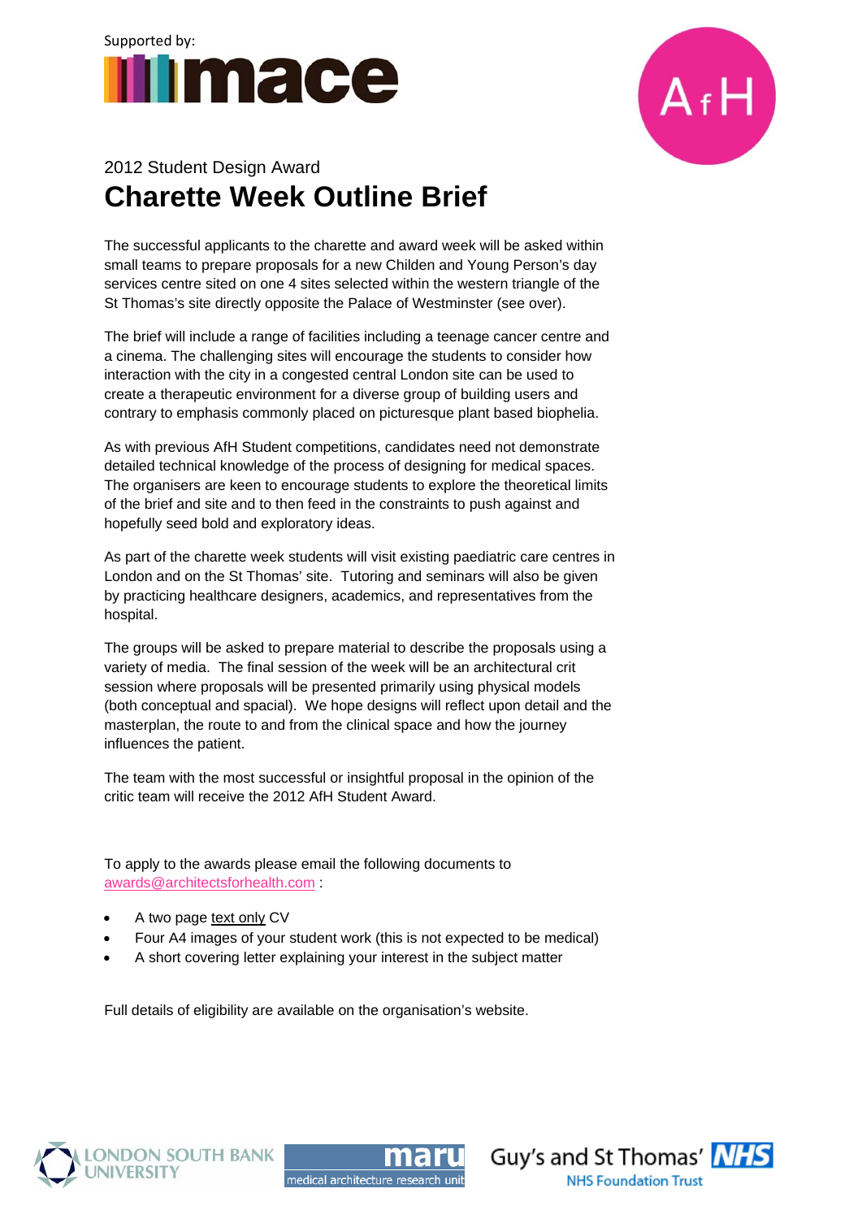Supported by:

mace

AfH

2012 Student Design Award

# Charette Week Outline Brief

The successful applicants to the charette and award week will be asked within small teams to prepare proposals for a new Childen and Young Person's day services centre sited on one 4 sites selected within the western triangle of the St Thomas's site directly opposite the Palace of Westminster (see over).

The brief will include a range of facilities including a teenage cancer centre and a cinema. The challenging sites will encourage the students to consider how interaction with the city in a congested central London site can be used to create a therapeutic environment for a diverse group of building users and contrary to emphasis commonly placed on picturesque plant based biophelia.

As with previous AfH Student competitions, candidates need not demonstrate detailed technical knowledge of the process of designing for medical spaces. The organisers are keen to encourage students to explore the theoretical limits of the brief and site and to then feed in the constraints to push against and hopefully seed bold and exploratory ideas.

As part of the charette week students will visit existing paediatric care centres in London and on the St Thomas' site. Tutoring and seminars will also be given by practicing healthcare designers, academics, and representatives from the hospital.

The groups will be asked to prepare material to describe the proposals using a variety of media. The final session of the week will be an architectural crit session where proposals will be presented primarily using physical models (both conceptual and spacial). We hope designs will reflect upon detail and the masterplan, the route to and from the clinical space and how the journey influences the patient.

The team with the most successful or insightful proposal in the opinion of the critic team will receive the 2012 AfH Student Award.

To apply to the awards please email the following documents to awards@architectsforhealth.com :

- A two page text only CV
- Four A4 images of your student work (this is not expected to be medical)
- A short covering letter explaining your interest in the subject matter

Full details of eligibility are available on the organisation's website.

LONDON SOUTH BANK UNIVERSITY

maru medical architecture research unit

Guy's and St Thomas' NHS Foundation Trust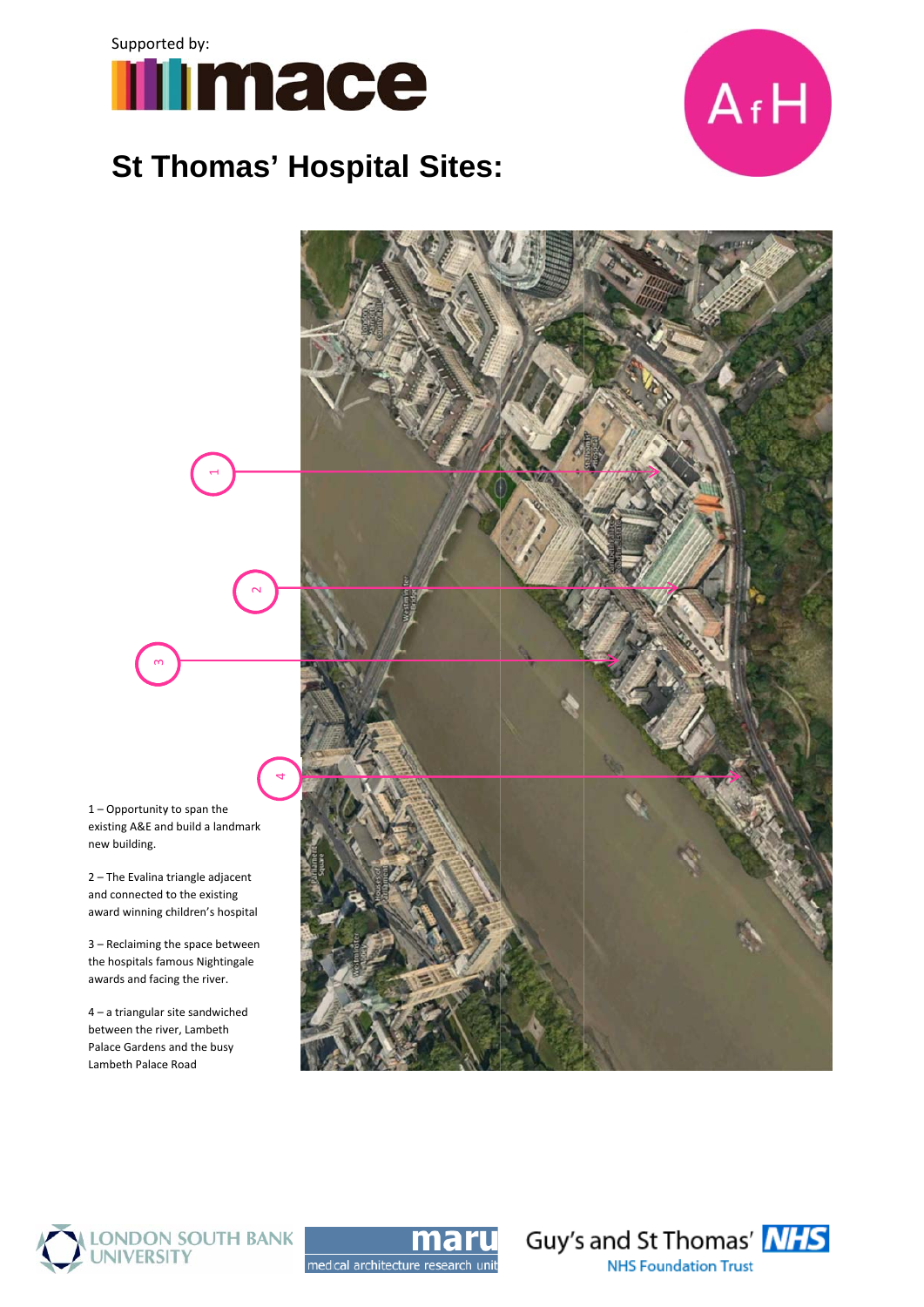Supported by:

# St Thomas' Hospital Sites:

1 – Opportunity to span the existing A&E and build a landmark new building.

2 – The Evalina triangle adjacent and connected to the existing award winning children's hospital

3 – Reclaiming the space between the hospitals famous Nightingale awards and facing the river.

4 – a triangular site sandwiched between the river, Lambeth Palace Gardens and the busy Lambeth Palace Road